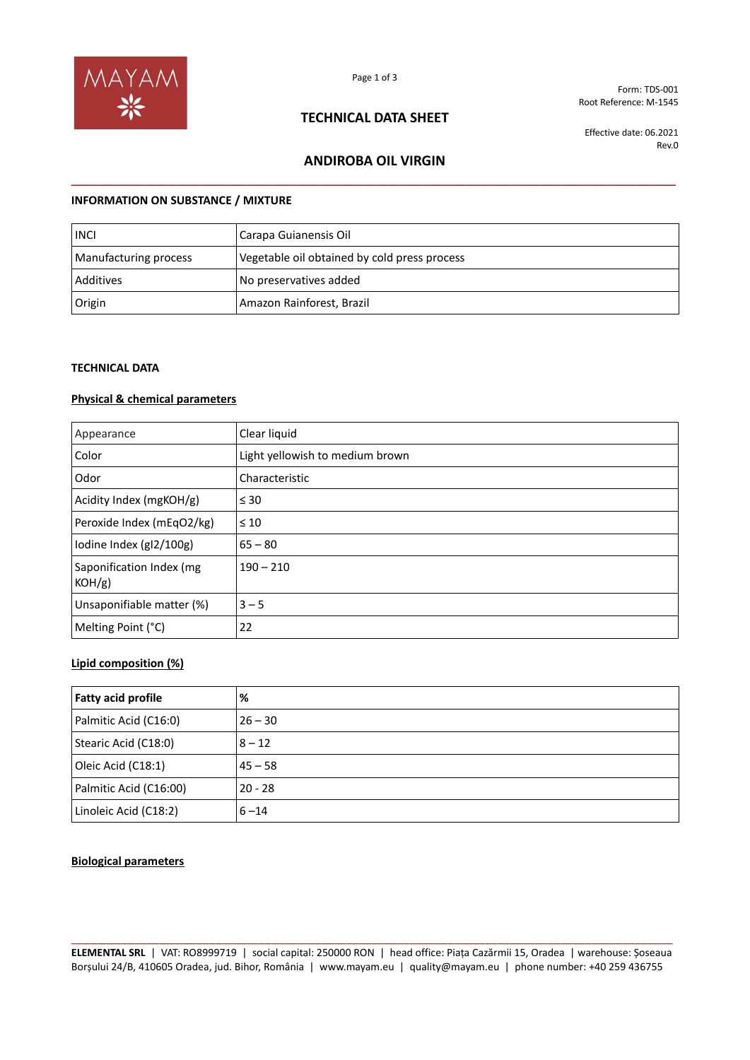Form: TDS-001
Root Reference: M-1545

# TECHNICAL DATA SHEET

Effective date: 06.2021
Rev.0

## ANDIROBA OIL VIRGIN

### INFORMATION ON SUBSTANCE / MIXTURE

| INCI | Carapa Guianensis Oil |
|---|---|
| Manufacturing process | Vegetable oil obtained by cold press process |
| Additives | No preservatives added |
| Origin | Amazon Rainforest, Brazil |

### TECHNICAL DATA

**Physical & chemical parameters**

| Appearance | Clear liquid |
|---|---|
| Color | Light yellowish to medium brown |
| Odor | Characteristic |
| Acidity Index (mgKOH/g) | ≤ 30 |
| Peroxide Index (mEqO2/kg) | ≤ 10 |
| Iodine Index (gI2/100g) | 65 – 80 |
| Saponification Index (mg KOH/g) | 190 – 210 |
| Unsaponifiable matter (%) | 3 – 5 |
| Melting Point (°C) | 22 |

**Lipid composition (%)**

| **Fatty acid profile** | **%** |
|---|---|
| Palmitic Acid (C16:0) | 26 – 30 |
| Stearic Acid (C18:0) | 8 – 12 |
| Oleic Acid (C18:1) | 45 – 58 |
| Palmitic Acid (C16:00) | 20 - 28 |
| Linoleic Acid (C18:2) | 6 –14 |

**Biological parameters**

**ELEMENTAL SRL** | VAT: RO8999719 | social capital: 250000 RON | head office: Piața Cazărmii 15, Oradea | warehouse: Șoseaua Borșului 24/B, 410605 Oradea, jud. Bihor, România | www.mayam.eu | quality@mayam.eu | phone number: +40 259 436755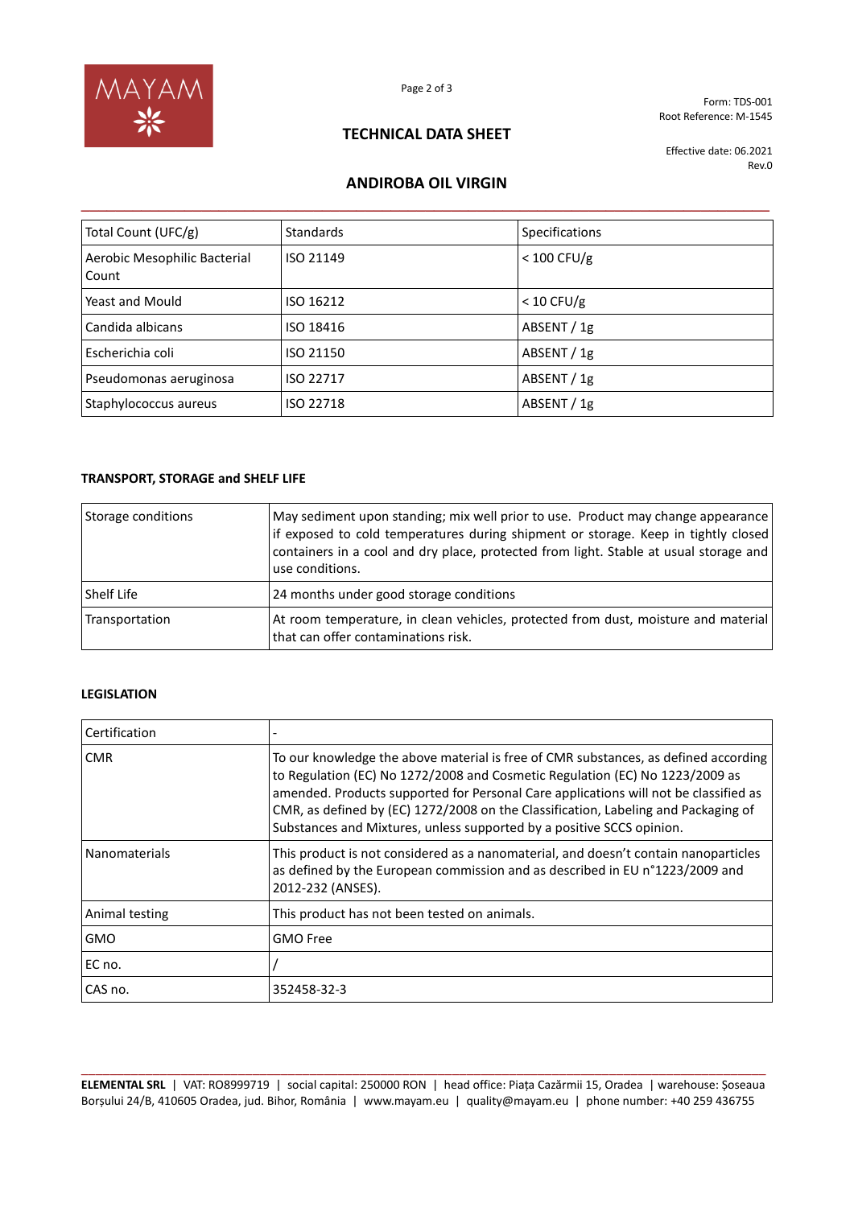# TECHNICAL DATA SHEET

Form: TDS-001
Root Reference: M-1545

Effective date: 06.2021
Rev.0

## ANDIROBA OIL VIRGIN

| Total Count (UFC/g) | Standards | Specifications |
|---|---|---|
| Aerobic Mesophilic Bacterial Count | ISO 21149 | < 100 CFU/g |
| Yeast and Mould | ISO 16212 | < 10 CFU/g |
| Candida albicans | ISO 18416 | ABSENT / 1g |
| Escherichia coli | ISO 21150 | ABSENT / 1g |
| Pseudomonas aeruginosa | ISO 22717 | ABSENT / 1g |
| Staphylococcus aureus | ISO 22718 | ABSENT / 1g |

### TRANSPORT, STORAGE and SHELF LIFE

| Storage conditions | May sediment upon standing; mix well prior to use. Product may change appearance if exposed to cold temperatures during shipment or storage. Keep in tightly closed containers in a cool and dry place, protected from light. Stable at usual storage and use conditions. |
|---|---|
| Shelf Life | 24 months under good storage conditions |
| Transportation | At room temperature, in clean vehicles, protected from dust, moisture and material that can offer contaminations risk. |

### LEGISLATION

| Certification | - |
|---|---|
| CMR | To our knowledge the above material is free of CMR substances, as defined according to Regulation (EC) No 1272/2008 and Cosmetic Regulation (EC) No 1223/2009 as amended. Products supported for Personal Care applications will not be classified as CMR, as defined by (EC) 1272/2008 on the Classification, Labeling and Packaging of Substances and Mixtures, unless supported by a positive SCCS opinion. |
| Nanomaterials | This product is not considered as a nanomaterial, and doesn't contain nanoparticles as defined by the European commission and as described in EU n°1223/2009 and 2012-232 (ANSES). |
| Animal testing | This product has not been tested on animals. |
| GMO | GMO Free |
| EC no. | / |
| CAS no. | 352458-32-3 |

**ELEMENTAL SRL** | VAT: RO8999719 | social capital: 250000 RON | head office: Piața Cazărmii 15, Oradea | warehouse: Șoseaua Borșului 24/B, 410605 Oradea, jud. Bihor, România | www.mayam.eu | quality@mayam.eu | phone number: +40 259 436755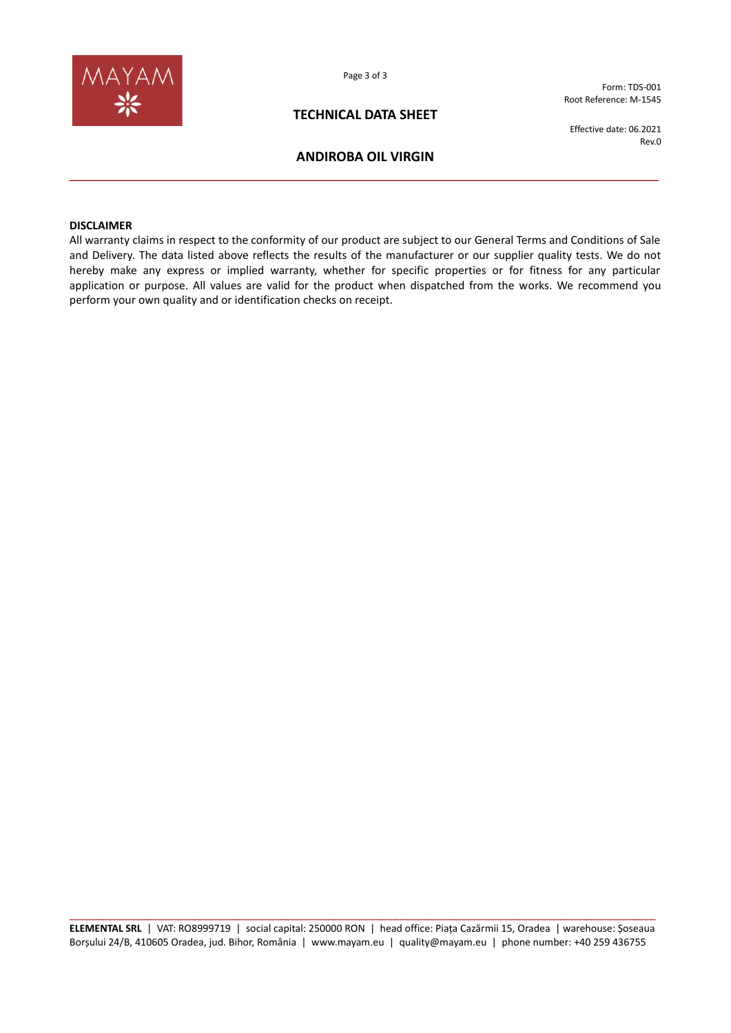**DISCLAIMER**

All warranty claims in respect to the conformity of our product are subject to our General Terms and Conditions of Sale and Delivery. The data listed above reflects the results of the manufacturer or our supplier quality tests. We do not hereby make any express or implied warranty, whether for specific properties or for fitness for any particular application or purpose. All values are valid for the product when dispatched from the works. We recommend you perform your own quality and or identification checks on receipt.